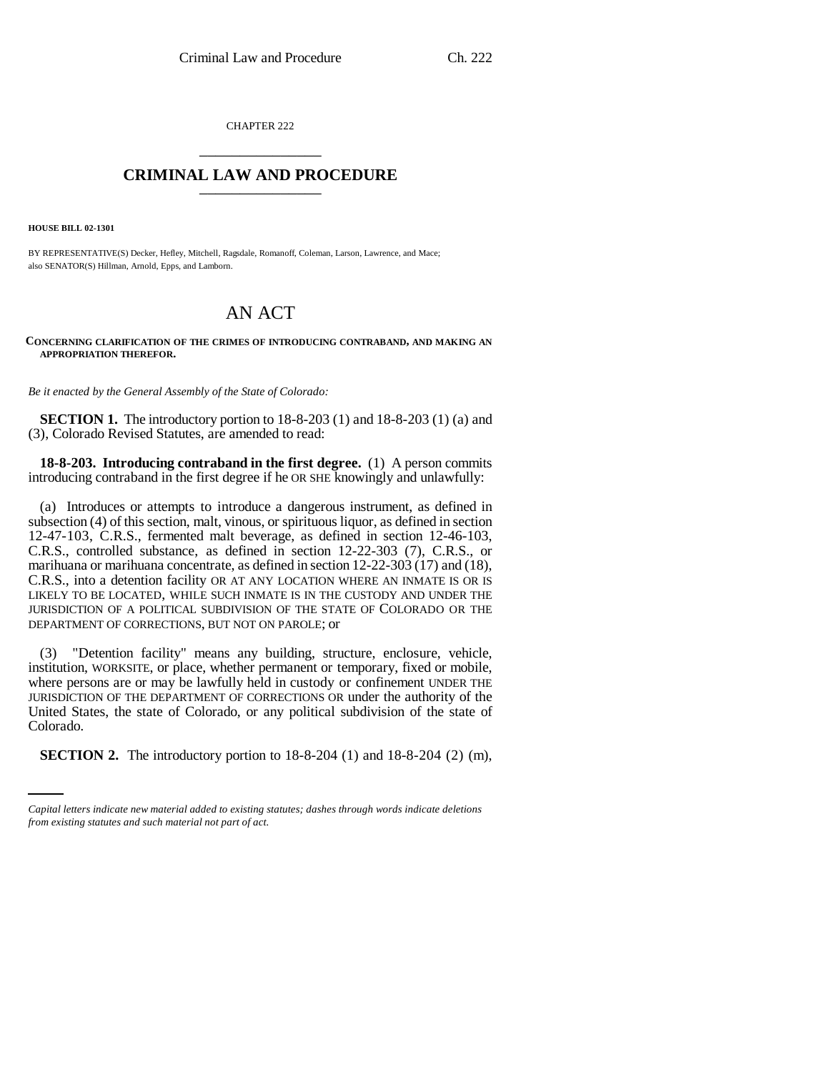CHAPTER 222

# CRIMINAL LAW AND PROCEDURE

**HOUSE BILL 02-1301**

BY REPRESENTATIVE(S) Decker, Hefley, Mitchell, Ragsdale, Romanoff, Coleman, Larson, Lawrence, and Mace; also SENATOR(S) Hillman, Arnold, Epps, and Lamborn.

## AN ACT

**CONCERNING CLARIFICATION OF THE CRIMES OF INTRODUCING CONTRABAND, AND MAKING AN APPROPRIATION THEREFOR.**

*Be it enacted by the General Assembly of the State of Colorado:*

**SECTION 1.** The introductory portion to 18-8-203 (1) and 18-8-203 (1) (a) and (3), Colorado Revised Statutes, are amended to read:

**18-8-203. Introducing contraband in the first degree.** (1) A person commits introducing contraband in the first degree if he OR SHE knowingly and unlawfully:

(a) Introduces or attempts to introduce a dangerous instrument, as defined in subsection (4) of this section, malt, vinous, or spirituous liquor, as defined in section 12-47-103, C.R.S., fermented malt beverage, as defined in section 12-46-103, C.R.S., controlled substance, as defined in section 12-22-303 (7), C.R.S., or marihuana or marihuana concentrate, as defined in section 12-22-303 (17) and (18), C.R.S., into a detention facility OR AT ANY LOCATION WHERE AN INMATE IS OR IS LIKELY TO BE LOCATED, WHILE SUCH INMATE IS IN THE CUSTODY AND UNDER THE JURISDICTION OF A POLITICAL SUBDIVISION OF THE STATE OF COLORADO OR THE DEPARTMENT OF CORRECTIONS, BUT NOT ON PAROLE; or

(3) "Detention facility" means any building, structure, enclosure, vehicle, institution, WORKSITE, or place, whether permanent or temporary, fixed or mobile, where persons are or may be lawfully held in custody or confinement UNDER THE JURISDICTION OF THE DEPARTMENT OF CORRECTIONS OR under the authority of the United States, the state of Colorado, or any political subdivision of the state of Colorado.

**SECTION 2.** The introductory portion to 18-8-204 (1) and 18-8-204 (2) (m),

*Capital letters indicate new material added to existing statutes; dashes through words indicate deletions from existing statutes and such material not part of act.*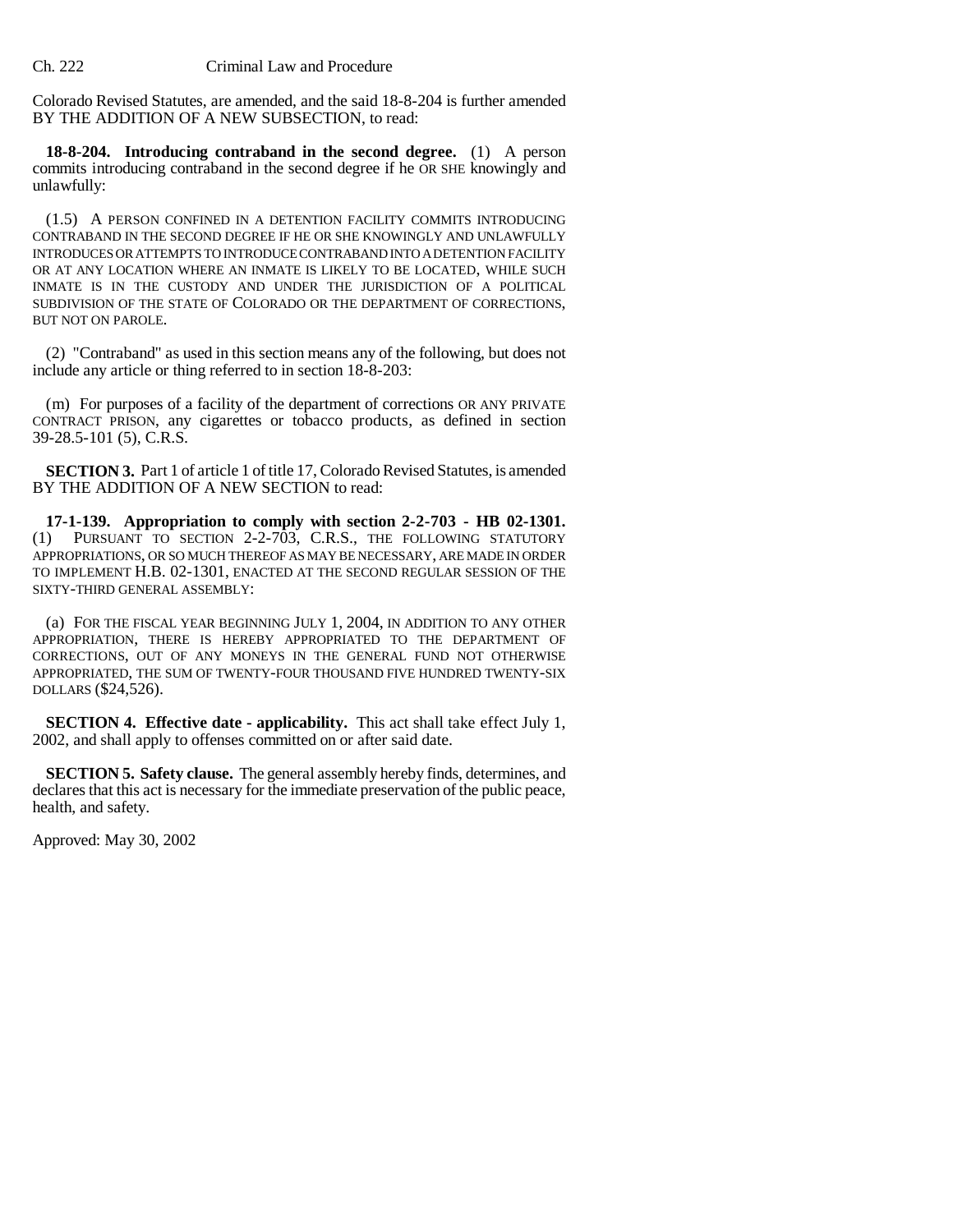Colorado Revised Statutes, are amended, and the said 18-8-204 is further amended BY THE ADDITION OF A NEW SUBSECTION, to read:

**18-8-204. Introducing contraband in the second degree.** (1) A person commits introducing contraband in the second degree if he OR SHE knowingly and unlawfully:

(1.5) A PERSON CONFINED IN A DETENTION FACILITY COMMITS INTRODUCING CONTRABAND IN THE SECOND DEGREE IF HE OR SHE KNOWINGLY AND UNLAWFULLY INTRODUCES OR ATTEMPTS TO INTRODUCE CONTRABAND INTO A DETENTION FACILITY OR AT ANY LOCATION WHERE AN INMATE IS LIKELY TO BE LOCATED, WHILE SUCH INMATE IS IN THE CUSTODY AND UNDER THE JURISDICTION OF A POLITICAL SUBDIVISION OF THE STATE OF COLORADO OR THE DEPARTMENT OF CORRECTIONS, BUT NOT ON PAROLE.

(2) "Contraband" as used in this section means any of the following, but does not include any article or thing referred to in section 18-8-203:

(m) For purposes of a facility of the department of corrections OR ANY PRIVATE CONTRACT PRISON, any cigarettes or tobacco products, as defined in section 39-28.5-101 (5), C.R.S.

**SECTION 3.** Part 1 of article 1 of title 17, Colorado Revised Statutes, is amended BY THE ADDITION OF A NEW SECTION to read:

**17-1-139. Appropriation to comply with section 2-2-703 - HB 02-1301.** (1) PURSUANT TO SECTION 2-2-703, C.R.S., THE FOLLOWING STATUTORY APPROPRIATIONS, OR SO MUCH THEREOF AS MAY BE NECESSARY, ARE MADE IN ORDER TO IMPLEMENT H.B. 02-1301, ENACTED AT THE SECOND REGULAR SESSION OF THE SIXTY-THIRD GENERAL ASSEMBLY:

(a) FOR THE FISCAL YEAR BEGINNING JULY 1, 2004, IN ADDITION TO ANY OTHER APPROPRIATION, THERE IS HEREBY APPROPRIATED TO THE DEPARTMENT OF CORRECTIONS, OUT OF ANY MONEYS IN THE GENERAL FUND NOT OTHERWISE APPROPRIATED, THE SUM OF TWENTY-FOUR THOUSAND FIVE HUNDRED TWENTY-SIX DOLLARS ($24,526).

**SECTION 4. Effective date - applicability.** This act shall take effect July 1, 2002, and shall apply to offenses committed on or after said date.

**SECTION 5. Safety clause.** The general assembly hereby finds, determines, and declares that this act is necessary for the immediate preservation of the public peace, health, and safety.

Approved: May 30, 2002